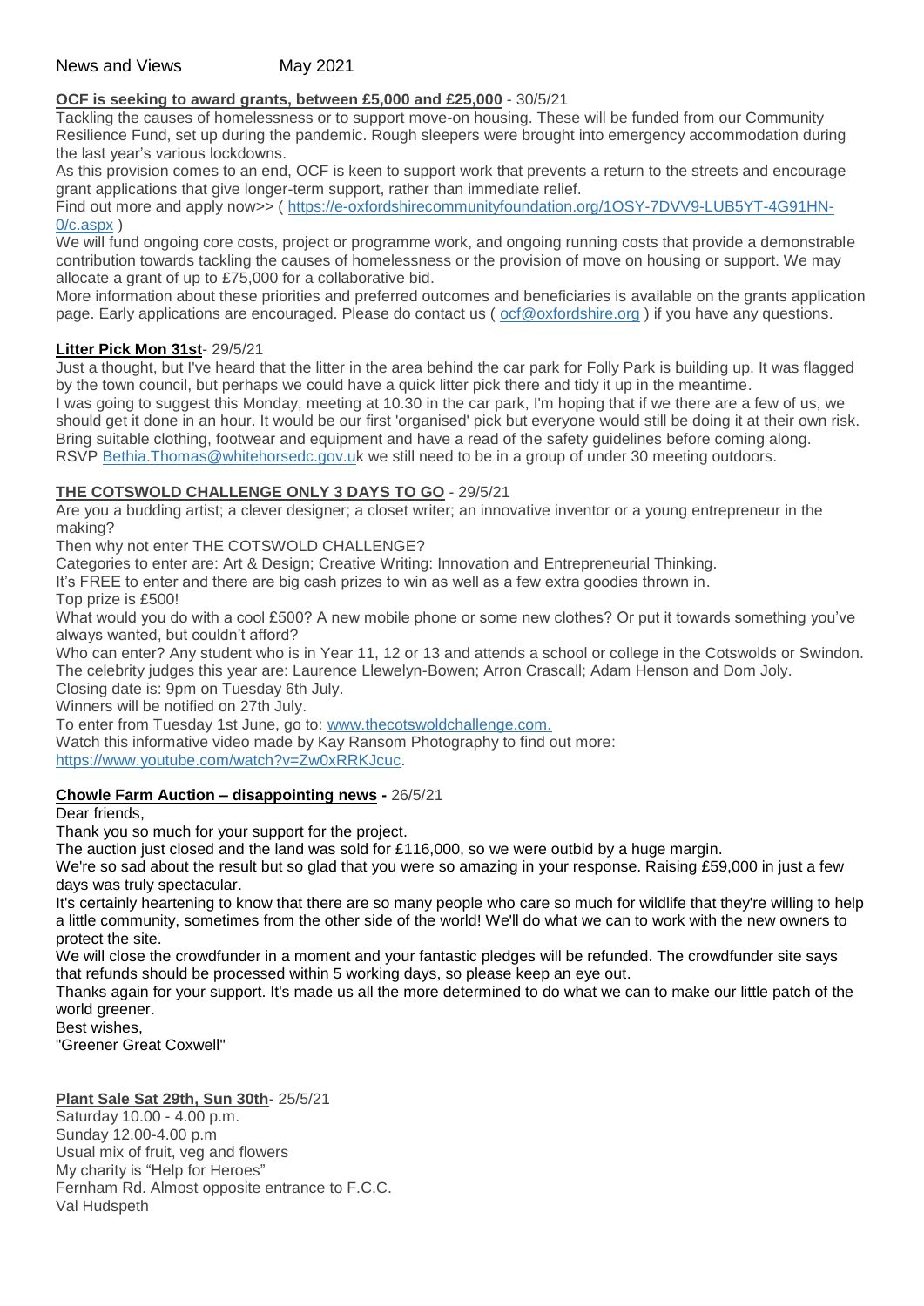News and Views May 2021

**OCF is seeking to award grants, between £5,000 and £25,000** - 30/5/21

Tackling the causes of homelessness or to support move-on housing. These will be funded from our Community Resilience Fund, set up during the pandemic. Rough sleepers were brought into emergency accommodation during the last year's various lockdowns.

As this provision comes to an end, OCF is keen to support work that prevents a return to the streets and encourage grant applications that give longer-term support, rather than immediate relief.

Find out more and apply now>> ( https://e-oxfordshirecommunityfoundation.org/1OSY-7DVV9-LUB5YT-4G91HN-0/c.aspx )

We will fund ongoing core costs, project or programme work, and ongoing running costs that provide a demonstrable contribution towards tackling the causes of homelessness or the provision of move on housing or support. We may allocate a grant of up to £75,000 for a collaborative bid.

More information about these priorities and preferred outcomes and beneficiaries is available on the grants application page. Early applications are encouraged. Please do contact us ( ocf@oxfordshire.org ) if you have any questions.

**Litter Pick Mon 31st**- 29/5/21

Just a thought, but I've heard that the litter in the area behind the car park for Folly Park is building up. It was flagged by the town council, but perhaps we could have a quick litter pick there and tidy it up in the meantime.

I was going to suggest this Monday, meeting at 10.30 in the car park, I'm hoping that if we there are a few of us, we should get it done in an hour. It would be our first 'organised' pick but everyone would still be doing it at their own risk. Bring suitable clothing, footwear and equipment and have a read of the safety guidelines before coming along.

RSVP Bethia.Thomas@whitehorsedc.gov.uk we still need to be in a group of under 30 meeting outdoors.

**THE COTSWOLD CHALLENGE ONLY 3 DAYS TO GO** - 29/5/21

Are you a budding artist; a clever designer; a closet writer; an innovative inventor or a young entrepreneur in the making?

Then why not enter THE COTSWOLD CHALLENGE?

Categories to enter are: Art & Design; Creative Writing: Innovation and Entrepreneurial Thinking.

It's FREE to enter and there are big cash prizes to win as well as a few extra goodies thrown in.

Top prize is £500!

What would you do with a cool £500? A new mobile phone or some new clothes? Or put it towards something you've always wanted, but couldn't afford?

Who can enter? Any student who is in Year 11, 12 or 13 and attends a school or college in the Cotswolds or Swindon.

The celebrity judges this year are: Laurence Llewelyn-Bowen; Arron Crascall; Adam Henson and Dom Joly.

Closing date is: 9pm on Tuesday 6th July.

Winners will be notified on 27th July.

To enter from Tuesday 1st June, go to: www.thecotswoldchallenge.com.

Watch this informative video made by Kay Ransom Photography to find out more:
https://www.youtube.com/watch?v=Zw0xRRKJcuc.

**Chowle Farm Auction – disappointing news -** 26/5/21

Dear friends,

Thank you so much for your support for the project.

The auction just closed and the land was sold for £116,000, so we were outbid by a huge margin.

We're so sad about the result but so glad that you were so amazing in your response. Raising £59,000 in just a few days was truly spectacular.

It's certainly heartening to know that there are so many people who care so much for wildlife that they're willing to help a little community, sometimes from the other side of the world! We'll do what we can to work with the new owners to protect the site.

We will close the crowdfunder in a moment and your fantastic pledges will be refunded. The crowdfunder site says that refunds should be processed within 5 working days, so please keep an eye out.

Thanks again for your support. It's made us all the more determined to do what we can to make our little patch of the world greener.

Best wishes,

"Greener Great Coxwell"

**Plant Sale Sat 29th, Sun 30th**- 25/5/21

Saturday 10.00 - 4.00 p.m.
Sunday 12.00-4.00 p.m
Usual mix of fruit, veg and flowers
My charity is "Help for Heroes"
Fernham Rd. Almost opposite entrance to F.C.C.
Val Hudspeth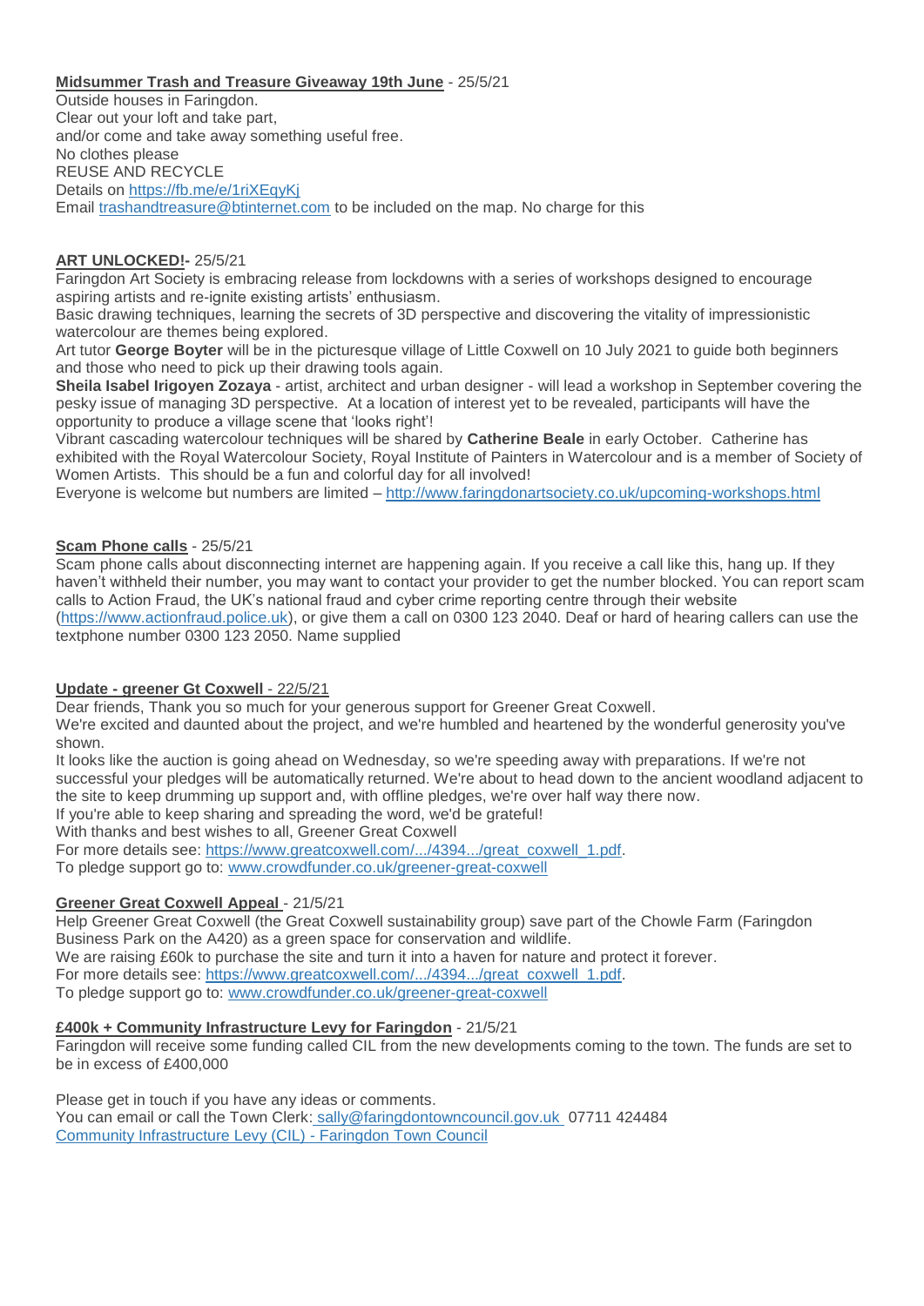**Midsummer Trash and Treasure Giveaway 19th June** - 25/5/21

Outside houses in Faringdon.
Clear out your loft and take part,
and/or come and take away something useful free.
No clothes please
REUSE AND RECYCLE
Details on https://fb.me/e/1riXEqyKj
Email trashandtreasure@btinternet.com to be included on the map. No charge for this

**ART UNLOCKED!-** 25/5/21

Faringdon Art Society is embracing release from lockdowns with a series of workshops designed to encourage aspiring artists and re-ignite existing artists' enthusiasm.

Basic drawing techniques, learning the secrets of 3D perspective and discovering the vitality of impressionistic watercolour are themes being explored.

Art tutor **George Boyter** will be in the picturesque village of Little Coxwell on 10 July 2021 to guide both beginners and those who need to pick up their drawing tools again.

**Sheila Isabel Irigoyen Zozaya** - artist, architect and urban designer - will lead a workshop in September covering the pesky issue of managing 3D perspective. At a location of interest yet to be revealed, participants will have the opportunity to produce a village scene that 'looks right'!

Vibrant cascading watercolour techniques will be shared by **Catherine Beale** in early October. Catherine has exhibited with the Royal Watercolour Society, Royal Institute of Painters in Watercolour and is a member of Society of Women Artists. This should be a fun and colorful day for all involved!

Everyone is welcome but numbers are limited – http://www.faringdonartsociety.co.uk/upcoming-workshops.html

**Scam Phone calls** - 25/5/21

Scam phone calls about disconnecting internet are happening again. If you receive a call like this, hang up. If they haven't withheld their number, you may want to contact your provider to get the number blocked. You can report scam calls to Action Fraud, the UK's national fraud and cyber crime reporting centre through their website (https://www.actionfraud.police.uk), or give them a call on 0300 123 2040. Deaf or hard of hearing callers can use the textphone number 0300 123 2050. Name supplied

**Update - greener Gt Coxwell** - 22/5/21

Dear friends, Thank you so much for your generous support for Greener Great Coxwell.

We're excited and daunted about the project, and we're humbled and heartened by the wonderful generosity you've shown.

It looks like the auction is going ahead on Wednesday, so we're speeding away with preparations. If we're not successful your pledges will be automatically returned. We're about to head down to the ancient woodland adjacent to the site to keep drumming up support and, with offline pledges, we're over half way there now.

If you're able to keep sharing and spreading the word, we'd be grateful!

With thanks and best wishes to all, Greener Great Coxwell

For more details see: https://www.greatcoxwell.com/.../4394.../great_coxwell_1.pdf.

To pledge support go to: www.crowdfunder.co.uk/greener-great-coxwell

**Greener Great Coxwell Appeal** - 21/5/21

Help Greener Great Coxwell (the Great Coxwell sustainability group) save part of the Chowle Farm (Faringdon Business Park on the A420) as a green space for conservation and wildlife.

We are raising £60k to purchase the site and turn it into a haven for nature and protect it forever.

For more details see: https://www.greatcoxwell.com/.../4394.../great_coxwell_1.pdf.

To pledge support go to: www.crowdfunder.co.uk/greener-great-coxwell

**£400k + Community Infrastructure Levy for Faringdon** - 21/5/21

Faringdon will receive some funding called CIL from the new developments coming to the town. The funds are set to be in excess of £400,000

Please get in touch if you have any ideas or comments.

You can email or call the Town Clerk: sally@faringdontowncouncil.gov.uk 07711 424484

Community Infrastructure Levy (CIL) - Faringdon Town Council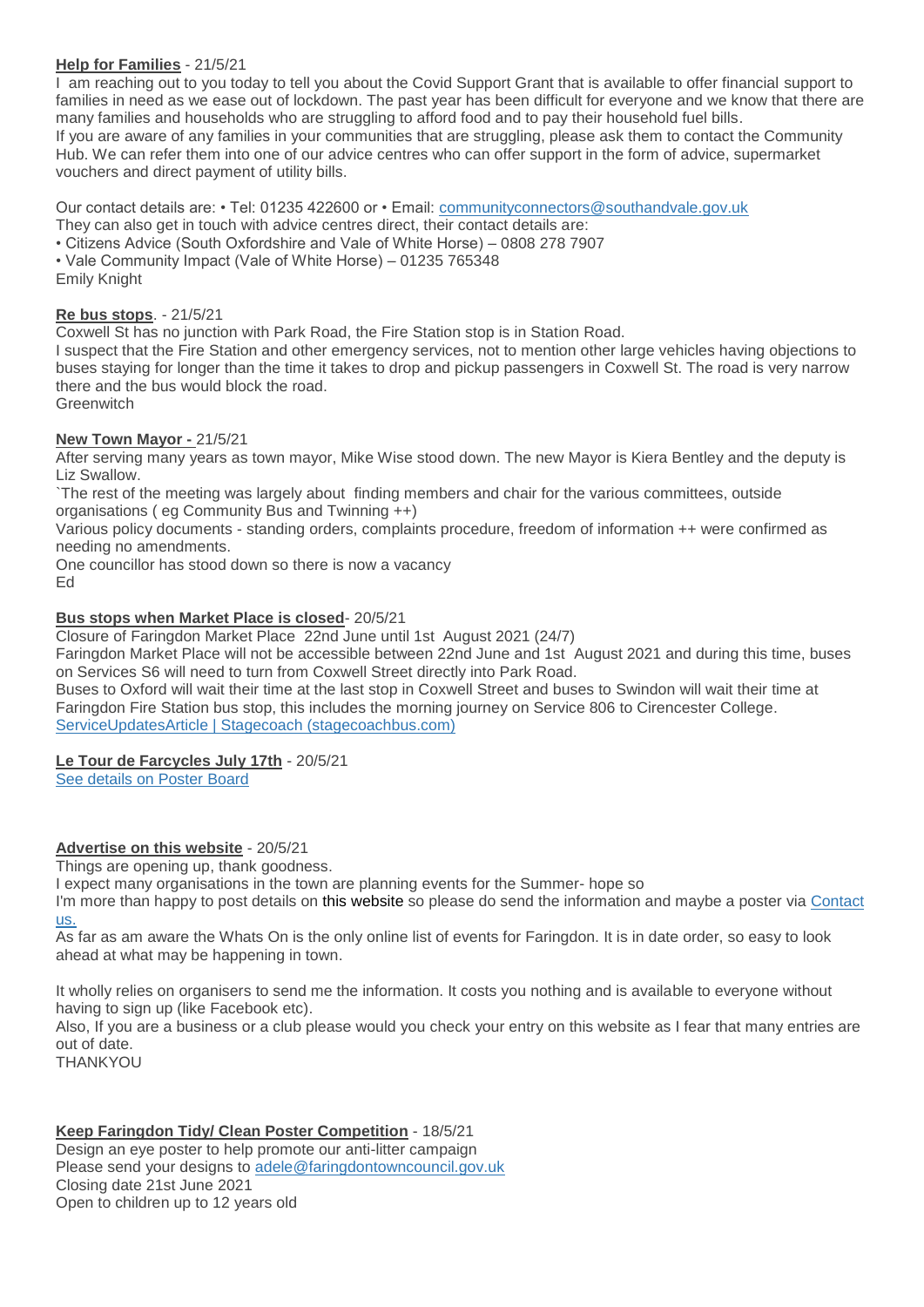**Help for Families** - 21/5/21

I am reaching out to you today to tell you about the Covid Support Grant that is available to offer financial support to families in need as we ease out of lockdown. The past year has been difficult for everyone and we know that there are many families and households who are struggling to afford food and to pay their household fuel bills.

If you are aware of any families in your communities that are struggling, please ask them to contact the Community Hub. We can refer them into one of our advice centres who can offer support in the form of advice, supermarket vouchers and direct payment of utility bills.

Our contact details are: • Tel: 01235 422600 or • Email: communityconnectors@southandvale.gov.uk

They can also get in touch with advice centres direct, their contact details are:

• Citizens Advice (South Oxfordshire and Vale of White Horse) – 0808 278 7907

• Vale Community Impact (Vale of White Horse) – 01235 765348

Emily Knight

**Re bus stops**. - 21/5/21

Coxwell St has no junction with Park Road, the Fire Station stop is in Station Road.

I suspect that the Fire Station and other emergency services, not to mention other large vehicles having objections to buses staying for longer than the time it takes to drop and pickup passengers in Coxwell St. The road is very narrow there and the bus would block the road.

Greenwitch

**New Town Mayor -** 21/5/21

After serving many years as town mayor, Mike Wise stood down. The new Mayor is Kiera Bentley and the deputy is Liz Swallow.

`The rest of the meeting was largely about finding members and chair for the various committees, outside organisations ( eg Community Bus and Twinning ++)

Various policy documents - standing orders, complaints procedure, freedom of information ++ were confirmed as needing no amendments.

One councillor has stood down so there is now a vacancy

Ed

**Bus stops when Market Place is closed**- 20/5/21

Closure of Faringdon Market Place 22nd June until 1st August 2021 (24/7)

Faringdon Market Place will not be accessible between 22nd June and 1st August 2021 and during this time, buses on Services S6 will need to turn from Coxwell Street directly into Park Road.

Buses to Oxford will wait their time at the last stop in Coxwell Street and buses to Swindon will wait their time at Faringdon Fire Station bus stop, this includes the morning journey on Service 806 to Cirencester College.

ServiceUpdatesArticle | Stagecoach (stagecoachbus.com)

**Le Tour de Farcycles July 17th** - 20/5/21

See details on Poster Board

**Advertise on this website** - 20/5/21

Things are opening up, thank goodness.

I expect many organisations in the town are planning events for the Summer- hope so

I'm more than happy to post details on this website so please do send the information and maybe a poster via Contact us.

As far as am aware the Whats On is the only online list of events for Faringdon. It is in date order, so easy to look ahead at what may be happening in town.

It wholly relies on organisers to send me the information. It costs you nothing and is available to everyone without having to sign up (like Facebook etc).

Also, If you are a business or a club please would you check your entry on this website as I fear that many entries are out of date.

THANKYOU

**Keep Faringdon Tidy/ Clean Poster Competition** - 18/5/21

Design an eye poster to help promote our anti-litter campaign

Please send your designs to adele@faringdontowncouncil.gov.uk

Closing date 21st June 2021

Open to children up to 12 years old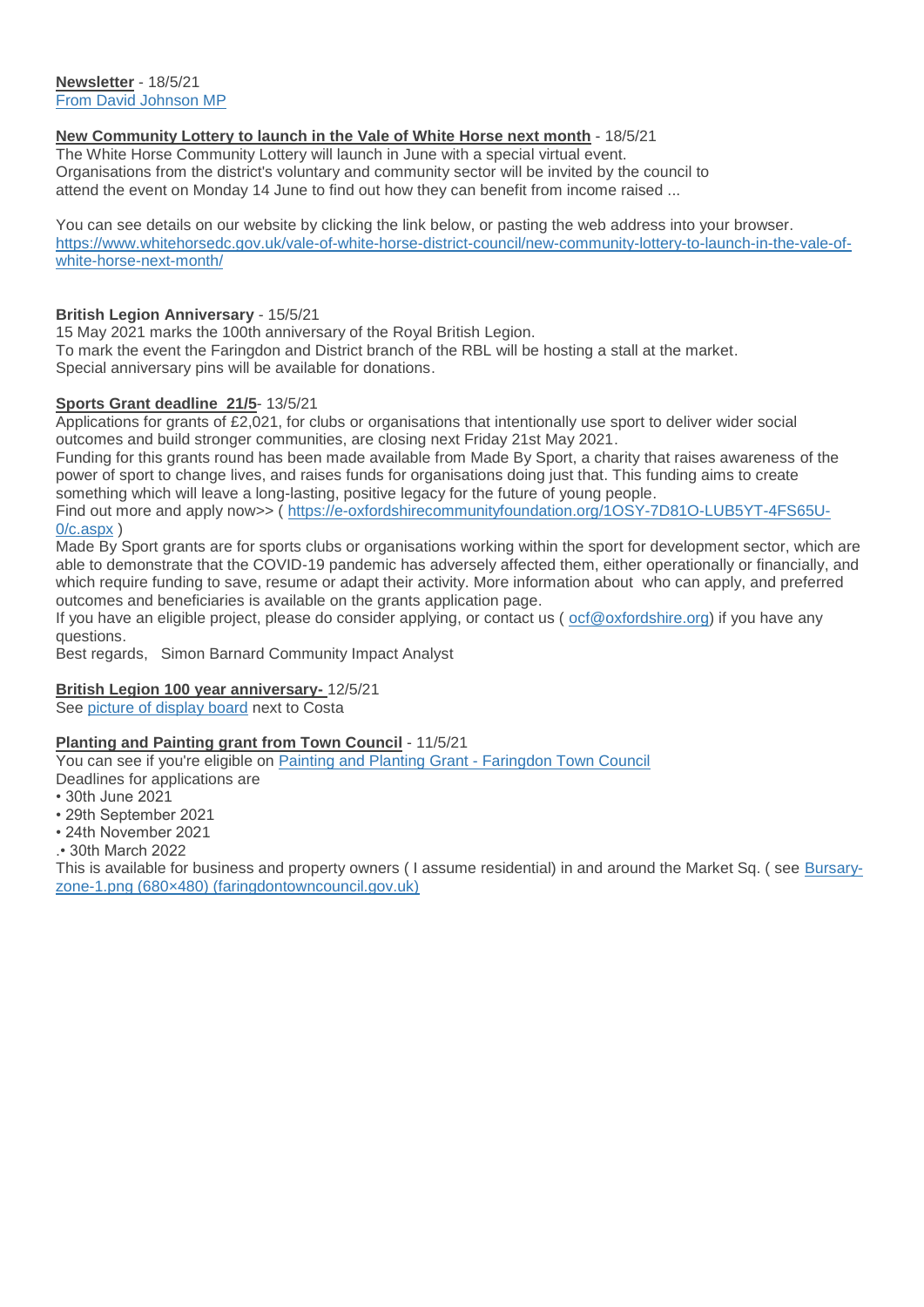**Newsletter** - 18/5/21
[From David Johnson MP]

**New Community Lottery to launch in the Vale of White Horse next month** - 18/5/21
The White Horse Community Lottery will launch in June with a special virtual event.
Organisations from the district's voluntary and community sector will be invited by the council to attend the event on Monday 14 June to find out how they can benefit from income raised ...

You can see details on our website by clicking the link below, or pasting the web address into your browser.
https://www.whitehorsedc.gov.uk/vale-of-white-horse-district-council/new-community-lottery-to-launch-in-the-vale-of-white-horse-next-month/

**British Legion Anniversary** - 15/5/21
15 May 2021 marks the 100th anniversary of the Royal British Legion.
To mark the event the Faringdon and District branch of the RBL will be hosting a stall at the market.
Special anniversary pins will be available for donations.

**Sports Grant deadline 21/5**- 13/5/21
Applications for grants of £2,021, for clubs or organisations that intentionally use sport to deliver wider social outcomes and build stronger communities, are closing next Friday 21st May 2021.
Funding for this grants round has been made available from Made By Sport, a charity that raises awareness of the power of sport to change lives, and raises funds for organisations doing just that. This funding aims to create something which will leave a long-lasting, positive legacy for the future of young people.
Find out more and apply now>> ( https://e-oxfordshirecommunityfoundation.org/1OSY-7D81O-LUB5YT-4FS65U-0/c.aspx )
Made By Sport grants are for sports clubs or organisations working within the sport for development sector, which are able to demonstrate that the COVID-19 pandemic has adversely affected them, either operationally or financially, and which require funding to save, resume or adapt their activity. More information about who can apply, and preferred outcomes and beneficiaries is available on the grants application page.
If you have an eligible project, please do consider applying, or contact us ( ocf@oxfordshire.org) if you have any questions.
Best regards, Simon Barnard Community Impact Analyst

**British Legion 100 year anniversary-** 12/5/21
See [picture of display board] next to Costa

**Planting and Painting grant from Town Council** - 11/5/21
You can see if you're eligible on [Painting and Planting Grant - Faringdon Town Council]
Deadlines for applications are
• 30th June 2021
• 29th September 2021
• 24th November 2021
.• 30th March 2022
This is available for business and property owners ( I assume residential) in and around the Market Sq. ( see [Bursary-zone-1.png (680×480) (faringdontowncouncil.gov.uk)]